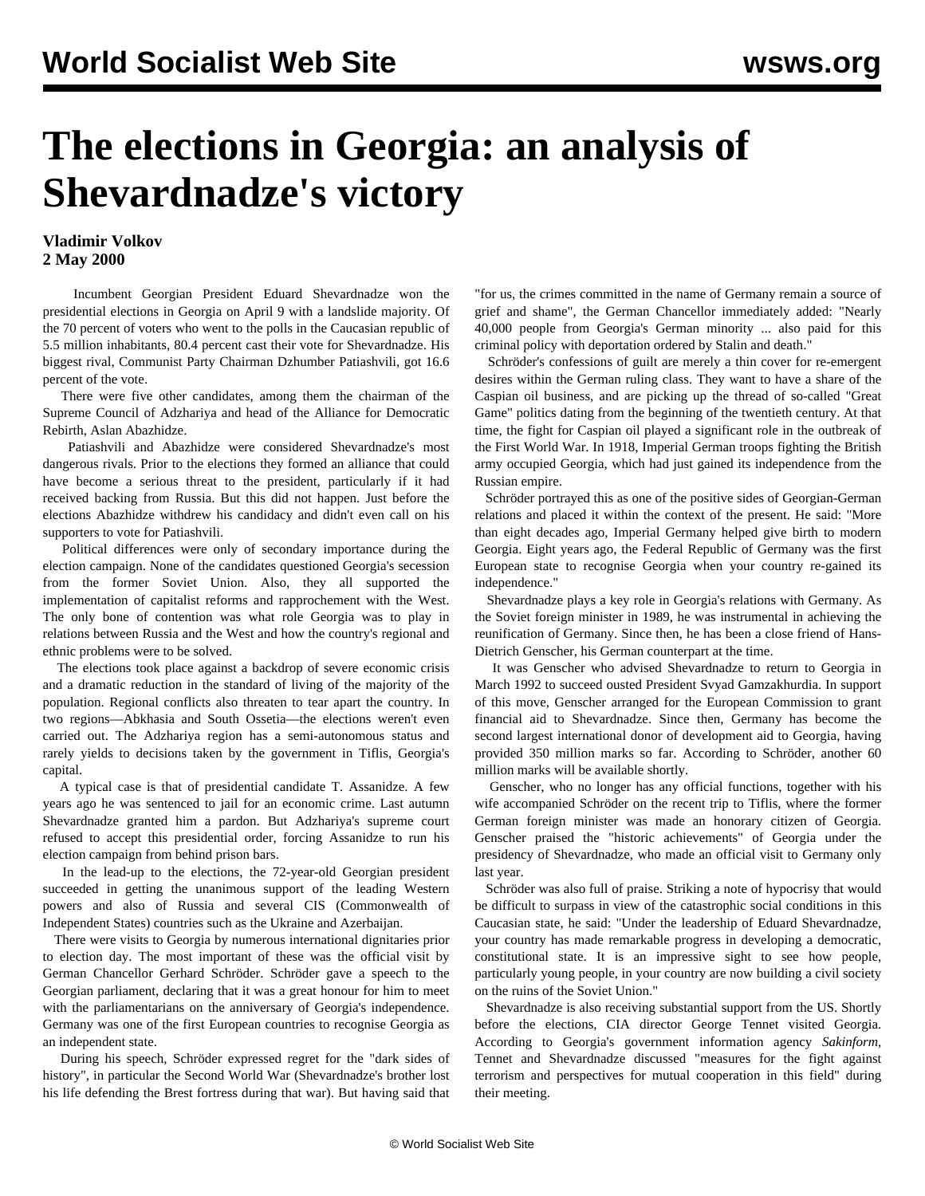# The elections in Georgia: an analysis of Shevardnadze's victory

**Vladimir Volkov**
**2 May 2000**

Incumbent Georgian President Eduard Shevardnadze won the presidential elections in Georgia on April 9 with a landslide majority. Of the 70 percent of voters who went to the polls in the Caucasian republic of 5.5 million inhabitants, 80.4 percent cast their vote for Shevardnadze. His biggest rival, Communist Party Chairman Dzhumber Patiashvili, got 16.6 percent of the vote.

There were five other candidates, among them the chairman of the Supreme Council of Adzhariya and head of the Alliance for Democratic Rebirth, Aslan Abazhidze.

Patiashvili and Abazhidze were considered Shevardnadze's most dangerous rivals. Prior to the elections they formed an alliance that could have become a serious threat to the president, particularly if it had received backing from Russia. But this did not happen. Just before the elections Abazhidze withdrew his candidacy and didn't even call on his supporters to vote for Patiashvili.

Political differences were only of secondary importance during the election campaign. None of the candidates questioned Georgia's secession from the former Soviet Union. Also, they all supported the implementation of capitalist reforms and rapprochement with the West. The only bone of contention was what role Georgia was to play in relations between Russia and the West and how the country's regional and ethnic problems were to be solved.

The elections took place against a backdrop of severe economic crisis and a dramatic reduction in the standard of living of the majority of the population. Regional conflicts also threaten to tear apart the country. In two regions—Abkhasia and South Ossetia—the elections weren't even carried out. The Adzhariya region has a semi-autonomous status and rarely yields to decisions taken by the government in Tiflis, Georgia's capital.

A typical case is that of presidential candidate T. Assanidze. A few years ago he was sentenced to jail for an economic crime. Last autumn Shevardnadze granted him a pardon. But Adzhariya's supreme court refused to accept this presidential order, forcing Assanidze to run his election campaign from behind prison bars.

In the lead-up to the elections, the 72-year-old Georgian president succeeded in getting the unanimous support of the leading Western powers and also of Russia and several CIS (Commonwealth of Independent States) countries such as the Ukraine and Azerbaijan.

There were visits to Georgia by numerous international dignitaries prior to election day. The most important of these was the official visit by German Chancellor Gerhard Schröder. Schröder gave a speech to the Georgian parliament, declaring that it was a great honour for him to meet with the parliamentarians on the anniversary of Georgia's independence. Germany was one of the first European countries to recognise Georgia as an independent state.

During his speech, Schröder expressed regret for the "dark sides of history", in particular the Second World War (Shevardnadze's brother lost his life defending the Brest fortress during that war). But having said that "for us, the crimes committed in the name of Germany remain a source of grief and shame", the German Chancellor immediately added: "Nearly 40,000 people from Georgia's German minority ... also paid for this criminal policy with deportation ordered by Stalin and death."

Schröder's confessions of guilt are merely a thin cover for re-emergent desires within the German ruling class. They want to have a share of the Caspian oil business, and are picking up the thread of so-called "Great Game" politics dating from the beginning of the twentieth century. At that time, the fight for Caspian oil played a significant role in the outbreak of the First World War. In 1918, Imperial German troops fighting the British army occupied Georgia, which had just gained its independence from the Russian empire.

Schröder portrayed this as one of the positive sides of Georgian-German relations and placed it within the context of the present. He said: "More than eight decades ago, Imperial Germany helped give birth to modern Georgia. Eight years ago, the Federal Republic of Germany was the first European state to recognise Georgia when your country re-gained its independence."

Shevardnadze plays a key role in Georgia's relations with Germany. As the Soviet foreign minister in 1989, he was instrumental in achieving the reunification of Germany. Since then, he has been a close friend of Hans-Dietrich Genscher, his German counterpart at the time.

It was Genscher who advised Shevardnadze to return to Georgia in March 1992 to succeed ousted President Svyad Gamzakhurdia. In support of this move, Genscher arranged for the European Commission to grant financial aid to Shevardnadze. Since then, Germany has become the second largest international donor of development aid to Georgia, having provided 350 million marks so far. According to Schröder, another 60 million marks will be available shortly.

Genscher, who no longer has any official functions, together with his wife accompanied Schröder on the recent trip to Tiflis, where the former German foreign minister was made an honorary citizen of Georgia. Genscher praised the "historic achievements" of Georgia under the presidency of Shevardnadze, who made an official visit to Germany only last year.

Schröder was also full of praise. Striking a note of hypocrisy that would be difficult to surpass in view of the catastrophic social conditions in this Caucasian state, he said: "Under the leadership of Eduard Shevardnadze, your country has made remarkable progress in developing a democratic, constitutional state. It is an impressive sight to see how people, particularly young people, in your country are now building a civil society on the ruins of the Soviet Union."

Shevardnadze is also receiving substantial support from the US. Shortly before the elections, CIA director George Tennet visited Georgia. According to Georgia's government information agency *Sakinform*, Tennet and Shevardnadze discussed "measures for the fight against terrorism and perspectives for mutual cooperation in this field" during their meeting.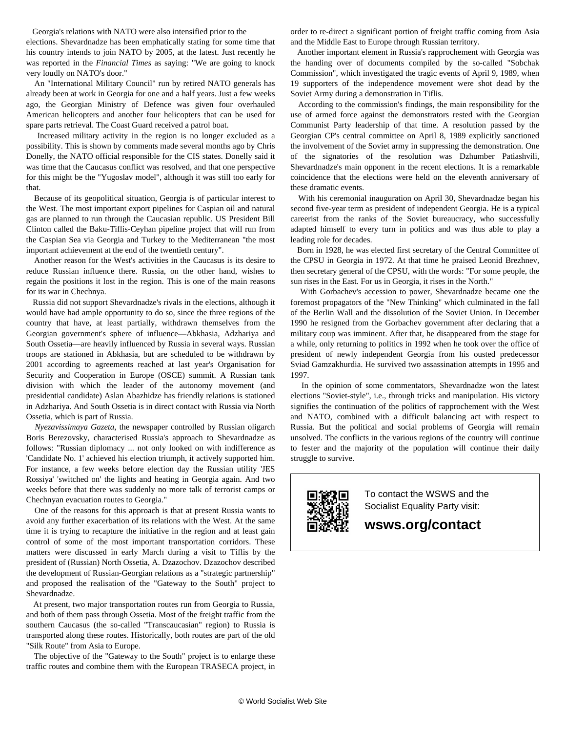Georgia's relations with NATO were also intensified prior to the elections. Shevardnadze has been emphatically stating for some time that his country intends to join NATO by 2005, at the latest. Just recently he was reported in the *Financial Times* as saying: "We are going to knock very loudly on NATO's door."

An "International Military Council" run by retired NATO generals has already been at work in Georgia for one and a half years. Just a few weeks ago, the Georgian Ministry of Defence was given four overhauled American helicopters and another four helicopters that can be used for spare parts retrieval. The Coast Guard received a patrol boat.

Increased military activity in the region is no longer excluded as a possibility. This is shown by comments made several months ago by Chris Donelly, the NATO official responsible for the CIS states. Donelly said it was time that the Caucasus conflict was resolved, and that one perspective for this might be the "Yugoslav model", although it was still too early for that.

Because of its geopolitical situation, Georgia is of particular interest to the West. The most important export pipelines for Caspian oil and natural gas are planned to run through the Caucasian republic. US President Bill Clinton called the Baku-Tiflis-Ceyhan pipeline project that will run from the Caspian Sea via Georgia and Turkey to the Mediterranean "the most important achievement at the end of the twentieth century".

Another reason for the West's activities in the Caucasus is its desire to reduce Russian influence there. Russia, on the other hand, wishes to regain the positions it lost in the region. This is one of the main reasons for its war in Chechnya.

Russia did not support Shevardnadze's rivals in the elections, although it would have had ample opportunity to do so, since the three regions of the country that have, at least partially, withdrawn themselves from the Georgian government's sphere of influence—Abkhasia, Adzhariya and South Ossetia—are heavily influenced by Russia in several ways. Russian troops are stationed in Abkhasia, but are scheduled to be withdrawn by 2001 according to agreements reached at last year's Organisation for Security and Cooperation in Europe (OSCE) summit. A Russian tank division with which the leader of the autonomy movement (and presidential candidate) Aslan Abazhidze has friendly relations is stationed in Adzhariya. And South Ossetia is in direct contact with Russia via North Ossetia, which is part of Russia.

*Nyezavissimaya Gazeta*, the newspaper controlled by Russian oligarch Boris Berezovsky, characterised Russia's approach to Shevardnadze as follows: "Russian diplomacy ... not only looked on with indifference as 'Candidate No. 1' achieved his election triumph, it actively supported him. For instance, a few weeks before election day the Russian utility 'JES Rossiya' 'switched on' the lights and heating in Georgia again. And two weeks before that there was suddenly no more talk of terrorist camps or Chechnyan evacuation routes to Georgia."

One of the reasons for this approach is that at present Russia wants to avoid any further exacerbation of its relations with the West. At the same time it is trying to recapture the initiative in the region and at least gain control of some of the most important transportation corridors. These matters were discussed in early March during a visit to Tiflis by the president of (Russian) North Ossetia, A. Dzazochov. Dzazochov described the development of Russian-Georgian relations as a "strategic partnership" and proposed the realisation of the "Gateway to the South" project to Shevardnadze.

At present, two major transportation routes run from Georgia to Russia, and both of them pass through Ossetia. Most of the freight traffic from the southern Caucasus (the so-called "Transcaucasian" region) to Russia is transported along these routes. Historically, both routes are part of the old "Silk Route" from Asia to Europe.

The objective of the "Gateway to the South" project is to enlarge these traffic routes and combine them with the European TRASECA project, in order to re-direct a significant portion of freight traffic coming from Asia and the Middle East to Europe through Russian territory.

Another important element in Russia's rapprochement with Georgia was the handing over of documents compiled by the so-called "Sobchak Commission", which investigated the tragic events of April 9, 1989, when 19 supporters of the independence movement were shot dead by the Soviet Army during a demonstration in Tiflis.

According to the commission's findings, the main responsibility for the use of armed force against the demonstrators rested with the Georgian Communist Party leadership of that time. A resolution passed by the Georgian CP's central committee on April 8, 1989 explicitly sanctioned the involvement of the Soviet army in suppressing the demonstration. One of the signatories of the resolution was Dzhumber Patiashvili, Shevardnadze's main opponent in the recent elections. It is a remarkable coincidence that the elections were held on the eleventh anniversary of these dramatic events.

With his ceremonial inauguration on April 30, Shevardnadze began his second five-year term as president of independent Georgia. He is a typical careerist from the ranks of the Soviet bureaucracy, who successfully adapted himself to every turn in politics and was thus able to play a leading role for decades.

Born in 1928, he was elected first secretary of the Central Committee of the CPSU in Georgia in 1972. At that time he praised Leonid Brezhnev, then secretary general of the CPSU, with the words: "For some people, the sun rises in the East. For us in Georgia, it rises in the North."

With Gorbachev's accession to power, Shevardnadze became one the foremost propagators of the "New Thinking" which culminated in the fall of the Berlin Wall and the dissolution of the Soviet Union. In December 1990 he resigned from the Gorbachev government after declaring that a military coup was imminent. After that, he disappeared from the stage for a while, only returning to politics in 1992 when he took over the office of president of newly independent Georgia from his ousted predecessor Sviad Gamzakhurdia. He survived two assassination attempts in 1995 and 1997.

In the opinion of some commentators, Shevardnadze won the latest elections "Soviet-style", i.e., through tricks and manipulation. His victory signifies the continuation of the politics of rapprochement with the West and NATO, combined with a difficult balancing act with respect to Russia. But the political and social problems of Georgia will remain unsolved. The conflicts in the various regions of the country will continue to fester and the majority of the population will continue their daily struggle to survive.

To contact the WSWS and the Socialist Equality Party visit:

**wsws.org/contact**